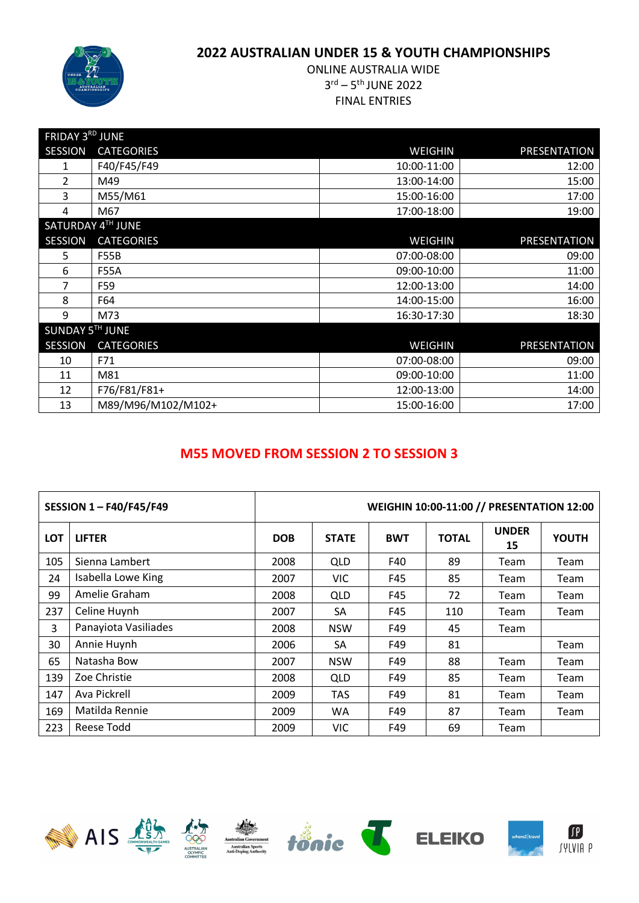# 2022 AUSTRALIAN UNDER 15 & YOUTH CHAMPIONSHIPS

ONLINE AUSTRALIA WIDE

3rd – 5th JUNE 2022

FINAL ENTRIES

| SESSION | CATEGORIES | WEIGHIN | PRESENTATION |
|---|---|---|---|
| **FRIDAY 3RD JUNE** | | | |
| 1 | F40/F45/F49 | 10:00-11:00 | 12:00 |
| 2 | M49 | 13:00-14:00 | 15:00 |
| 3 | M55/M61 | 15:00-16:00 | 17:00 |
| 4 | M67 | 17:00-18:00 | 19:00 |
| **SATURDAY 4TH JUNE** | | | |
| 5 | F55B | 07:00-08:00 | 09:00 |
| 6 | F55A | 09:00-10:00 | 11:00 |
| 7 | F59 | 12:00-13:00 | 14:00 |
| 8 | F64 | 14:00-15:00 | 16:00 |
| 9 | M73 | 16:30-17:30 | 18:30 |
| **SUNDAY 5TH JUNE** | | | |
| 10 | F71 | 07:00-08:00 | 09:00 |
| 11 | M81 | 09:00-10:00 | 11:00 |
| 12 | F76/F81/F81+ | 12:00-13:00 | 14:00 |
| 13 | M89/M96/M102/M102+ | 15:00-16:00 | 17:00 |

**M55 MOVED FROM SESSION 2 TO SESSION 3**

**SESSION 1 – F40/F45/F49** — **WEIGHIN 10:00-11:00 // PRESENTATION 12:00**

| LOT | LIFTER | DOB | STATE | BWT | TOTAL | UNDER 15 | YOUTH |
|---|---|---|---|---|---|---|---|
| 105 | Sienna Lambert | 2008 | QLD | F40 | 89 | Team | Team |
| 24 | Isabella Lowe King | 2007 | VIC | F45 | 85 | Team | Team |
| 99 | Amelie Graham | 2008 | QLD | F45 | 72 | Team | Team |
| 237 | Celine Huynh | 2007 | SA | F45 | 110 | Team | Team |
| 3 | Panayiota Vasiliades | 2008 | NSW | F49 | 45 | Team | |
| 30 | Annie Huynh | 2006 | SA | F49 | 81 | | Team |
| 65 | Natasha Bow | 2007 | NSW | F49 | 88 | Team | Team |
| 139 | Zoe Christie | 2008 | QLD | F49 | 85 | Team | Team |
| 147 | Ava Pickrell | 2009 | TAS | F49 | 81 | Team | Team |
| 169 | Matilda Rennie | 2009 | WA | F49 | 87 | Team | Team |
| 223 | Reese Todd | 2009 | VIC | F49 | 69 | Team | |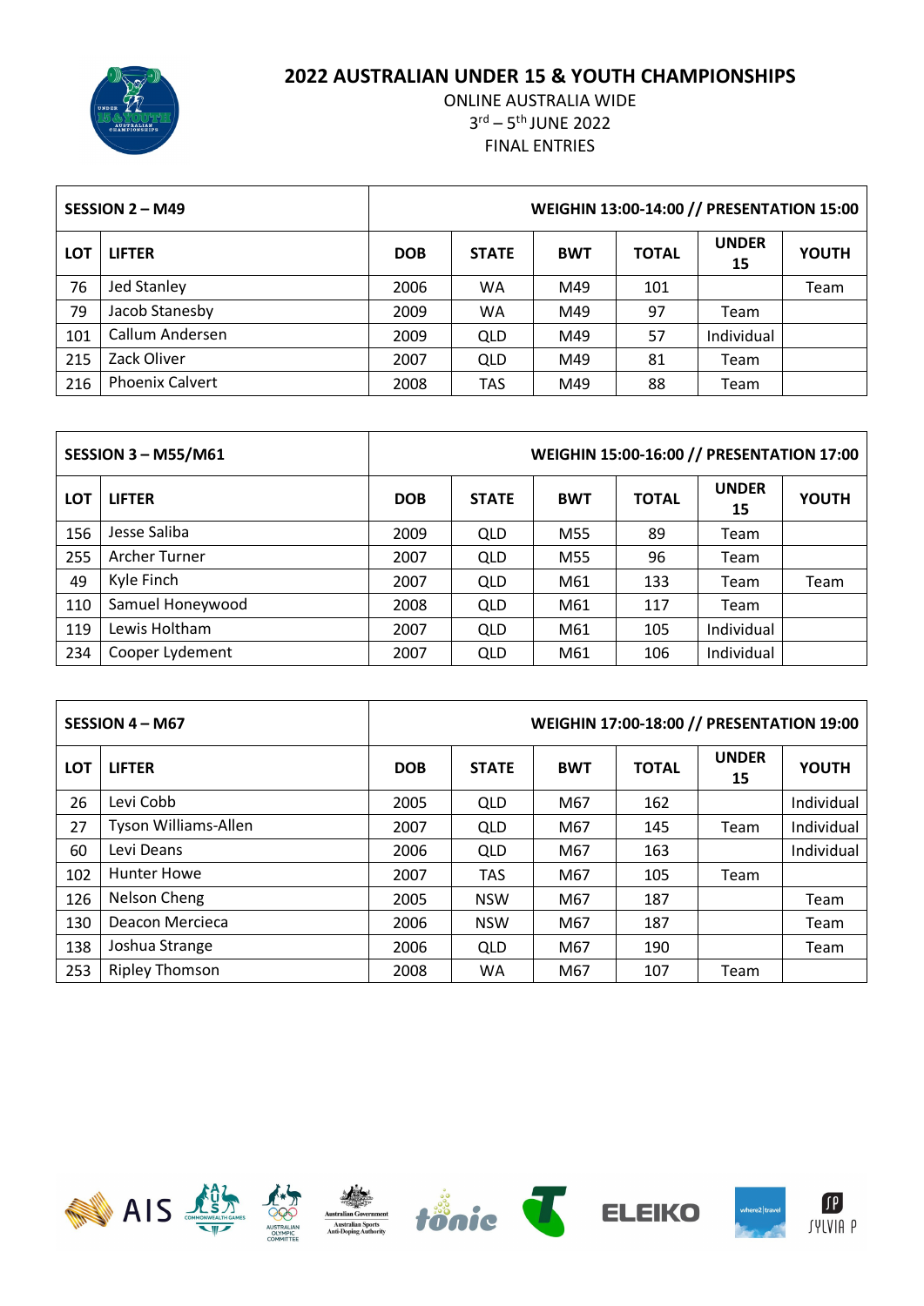# 2022 AUSTRALIAN UNDER 15 & YOUTH CHAMPIONSHIPS

ONLINE AUSTRALIA WIDE

3rd – 5th JUNE 2022

FINAL ENTRIES

| SESSION 2 – M49 | | WEIGHIN 13:00-14:00 // PRESENTATION 15:00 | | | | | |
|---|---|---|---|---|---|---|---|
| LOT | LIFTER | DOB | STATE | BWT | TOTAL | UNDER 15 | YOUTH |
| 76 | Jed Stanley | 2006 | WA | M49 | 101 | | Team |
| 79 | Jacob Stanesby | 2009 | WA | M49 | 97 | Team | |
| 101 | Callum Andersen | 2009 | QLD | M49 | 57 | Individual | |
| 215 | Zack Oliver | 2007 | QLD | M49 | 81 | Team | |
| 216 | Phoenix Calvert | 2008 | TAS | M49 | 88 | Team | |

| SESSION 3 – M55/M61 | | WEIGHIN 15:00-16:00 // PRESENTATION 17:00 | | | | | |
|---|---|---|---|---|---|---|---|
| LOT | LIFTER | DOB | STATE | BWT | TOTAL | UNDER 15 | YOUTH |
| 156 | Jesse Saliba | 2009 | QLD | M55 | 89 | Team | |
| 255 | Archer Turner | 2007 | QLD | M55 | 96 | Team | |
| 49 | Kyle Finch | 2007 | QLD | M61 | 133 | Team | Team |
| 110 | Samuel Honeywood | 2008 | QLD | M61 | 117 | Team | |
| 119 | Lewis Holtham | 2007 | QLD | M61 | 105 | Individual | |
| 234 | Cooper Lydement | 2007 | QLD | M61 | 106 | Individual | |

| SESSION 4 – M67 | | WEIGHIN 17:00-18:00 // PRESENTATION 19:00 | | | | | |
|---|---|---|---|---|---|---|---|
| LOT | LIFTER | DOB | STATE | BWT | TOTAL | UNDER 15 | YOUTH |
| 26 | Levi Cobb | 2005 | QLD | M67 | 162 | | Individual |
| 27 | Tyson Williams-Allen | 2007 | QLD | M67 | 145 | Team | Individual |
| 60 | Levi Deans | 2006 | QLD | M67 | 163 | | Individual |
| 102 | Hunter Howe | 2007 | TAS | M67 | 105 | Team | |
| 126 | Nelson Cheng | 2005 | NSW | M67 | 187 | | Team |
| 130 | Deacon Mercieca | 2006 | NSW | M67 | 187 | | Team |
| 138 | Joshua Strange | 2006 | QLD | M67 | 190 | | Team |
| 253 | Ripley Thomson | 2008 | WA | M67 | 107 | Team | |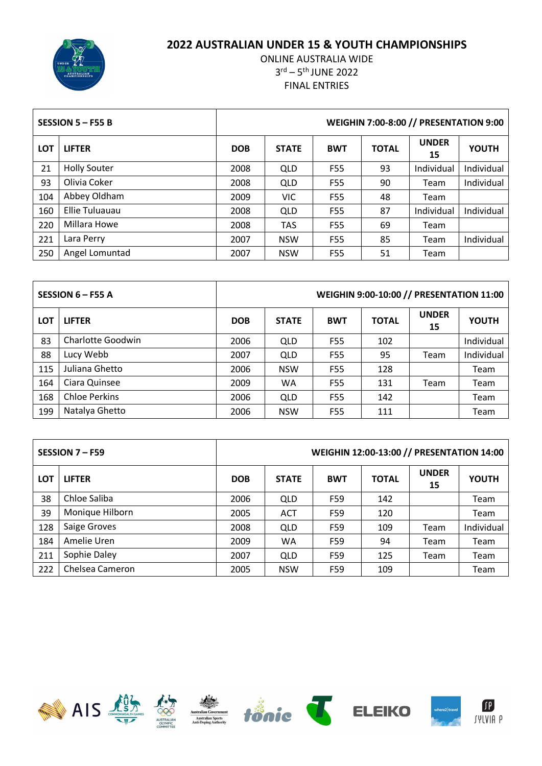# 2022 AUSTRALIAN UNDER 15 & YOUTH CHAMPIONSHIPS

ONLINE AUSTRALIA WIDE

3rd – 5th JUNE 2022

FINAL ENTRIES

| SESSION 5 – F55 B | | WEIGHIN 7:00-8:00 // PRESENTATION 9:00 | | | | | |
|---|---|---|---|---|---|---|---|
| LOT | LIFTER | DOB | STATE | BWT | TOTAL | UNDER 15 | YOUTH |
| 21 | Holly Souter | 2008 | QLD | F55 | 93 | Individual | Individual |
| 93 | Olivia Coker | 2008 | QLD | F55 | 90 | Team | Individual |
| 104 | Abbey Oldham | 2009 | VIC | F55 | 48 | Team | |
| 160 | Ellie Tuluauau | 2008 | QLD | F55 | 87 | Individual | Individual |
| 220 | Millara Howe | 2008 | TAS | F55 | 69 | Team | |
| 221 | Lara Perry | 2007 | NSW | F55 | 85 | Team | Individual |
| 250 | Angel Lomuntad | 2007 | NSW | F55 | 51 | Team | |

| SESSION 6 – F55 A | | WEIGHIN 9:00-10:00 // PRESENTATION 11:00 | | | | | |
|---|---|---|---|---|---|---|---|
| LOT | LIFTER | DOB | STATE | BWT | TOTAL | UNDER 15 | YOUTH |
| 83 | Charlotte Goodwin | 2006 | QLD | F55 | 102 | | Individual |
| 88 | Lucy Webb | 2007 | QLD | F55 | 95 | Team | Individual |
| 115 | Juliana Ghetto | 2006 | NSW | F55 | 128 | | Team |
| 164 | Ciara Quinsee | 2009 | WA | F55 | 131 | Team | Team |
| 168 | Chloe Perkins | 2006 | QLD | F55 | 142 | | Team |
| 199 | Natalya Ghetto | 2006 | NSW | F55 | 111 | | Team |

| SESSION 7 – F59 | | WEIGHIN 12:00-13:00 // PRESENTATION 14:00 | | | | | |
|---|---|---|---|---|---|---|---|
| LOT | LIFTER | DOB | STATE | BWT | TOTAL | UNDER 15 | YOUTH |
| 38 | Chloe Saliba | 2006 | QLD | F59 | 142 | | Team |
| 39 | Monique Hilborn | 2005 | ACT | F59 | 120 | | Team |
| 128 | Saige Groves | 2008 | QLD | F59 | 109 | Team | Individual |
| 184 | Amelie Uren | 2009 | WA | F59 | 94 | Team | Team |
| 211 | Sophie Daley | 2007 | QLD | F59 | 125 | Team | Team |
| 222 | Chelsea Cameron | 2005 | NSW | F59 | 109 | | Team |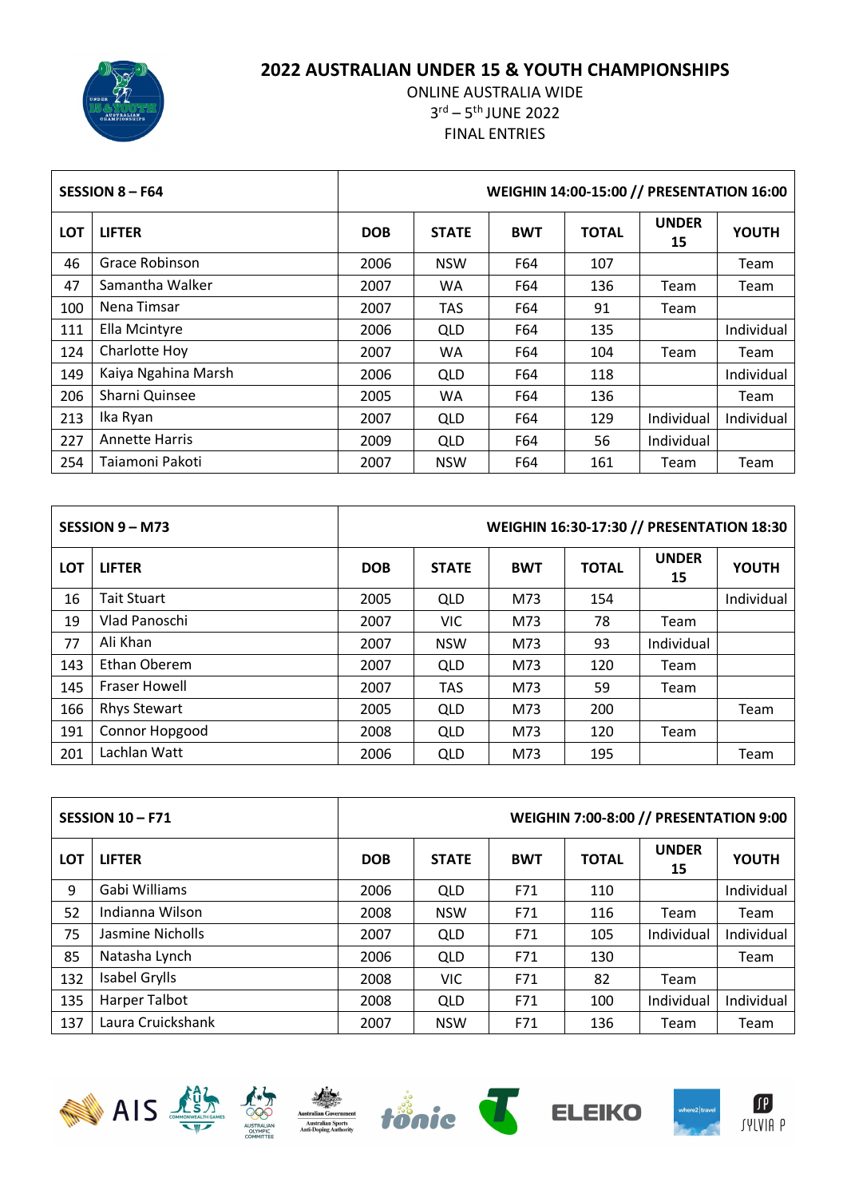# 2022 AUSTRALIAN UNDER 15 & YOUTH CHAMPIONSHIPS

ONLINE AUSTRALIA WIDE

3rd – 5th JUNE 2022

FINAL ENTRIES

| SESSION 8 – F64 | | WEIGHIN 14:00-15:00 // PRESENTATION 16:00 | | | | | |
|---|---|---|---|---|---|---|---|
| LOT | LIFTER | DOB | STATE | BWT | TOTAL | UNDER 15 | YOUTH |
| 46 | Grace Robinson | 2006 | NSW | F64 | 107 | | Team |
| 47 | Samantha Walker | 2007 | WA | F64 | 136 | Team | Team |
| 100 | Nena Timsar | 2007 | TAS | F64 | 91 | Team | |
| 111 | Ella Mcintyre | 2006 | QLD | F64 | 135 | | Individual |
| 124 | Charlotte Hoy | 2007 | WA | F64 | 104 | Team | Team |
| 149 | Kaiya Ngahina Marsh | 2006 | QLD | F64 | 118 | | Individual |
| 206 | Sharni Quinsee | 2005 | WA | F64 | 136 | | Team |
| 213 | Ika Ryan | 2007 | QLD | F64 | 129 | Individual | Individual |
| 227 | Annette Harris | 2009 | QLD | F64 | 56 | Individual | |
| 254 | Taiamoni Pakoti | 2007 | NSW | F64 | 161 | Team | Team |

| SESSION 9 – M73 | | WEIGHIN 16:30-17:30 // PRESENTATION 18:30 | | | | | |
|---|---|---|---|---|---|---|---|
| LOT | LIFTER | DOB | STATE | BWT | TOTAL | UNDER 15 | YOUTH |
| 16 | Tait Stuart | 2005 | QLD | M73 | 154 | | Individual |
| 19 | Vlad Panoschi | 2007 | VIC | M73 | 78 | Team | |
| 77 | Ali Khan | 2007 | NSW | M73 | 93 | Individual | |
| 143 | Ethan Oberem | 2007 | QLD | M73 | 120 | Team | |
| 145 | Fraser Howell | 2007 | TAS | M73 | 59 | Team | |
| 166 | Rhys Stewart | 2005 | QLD | M73 | 200 | | Team |
| 191 | Connor Hopgood | 2008 | QLD | M73 | 120 | Team | |
| 201 | Lachlan Watt | 2006 | QLD | M73 | 195 | | Team |

| SESSION 10 – F71 | | WEIGHIN 7:00-8:00 // PRESENTATION 9:00 | | | | | |
|---|---|---|---|---|---|---|---|
| LOT | LIFTER | DOB | STATE | BWT | TOTAL | UNDER 15 | YOUTH |
| 9 | Gabi Williams | 2006 | QLD | F71 | 110 | | Individual |
| 52 | Indianna Wilson | 2008 | NSW | F71 | 116 | Team | Team |
| 75 | Jasmine Nicholls | 2007 | QLD | F71 | 105 | Individual | Individual |
| 85 | Natasha Lynch | 2006 | QLD | F71 | 130 | | Team |
| 132 | Isabel Grylls | 2008 | VIC | F71 | 82 | Team | |
| 135 | Harper Talbot | 2008 | QLD | F71 | 100 | Individual | Individual |
| 137 | Laura Cruickshank | 2007 | NSW | F71 | 136 | Team | Team |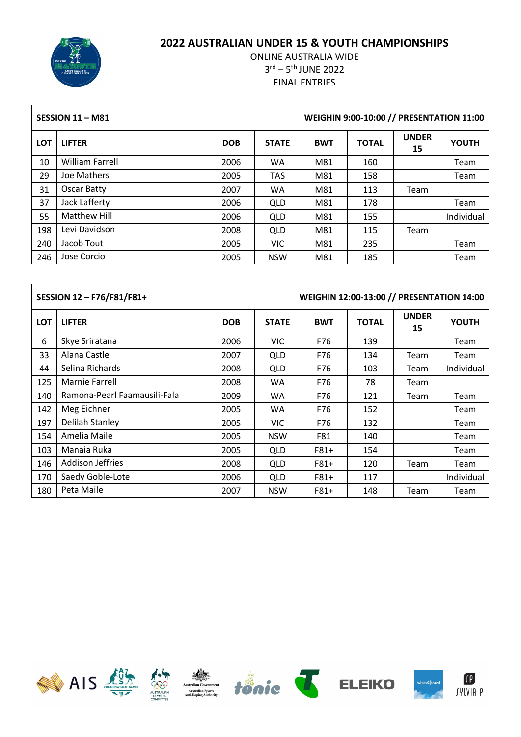# 2022 AUSTRALIAN UNDER 15 & YOUTH CHAMPIONSHIPS

ONLINE AUSTRALIA WIDE
3rd – 5th JUNE 2022
FINAL ENTRIES

| SESSION 11 – M81 | | WEIGHIN 9:00-10:00 // PRESENTATION 11:00 | | | | | |
|---|---|---|---|---|---|---|---|
| LOT | LIFTER | DOB | STATE | BWT | TOTAL | UNDER 15 | YOUTH |
| 10 | William Farrell | 2006 | WA | M81 | 160 | | Team |
| 29 | Joe Mathers | 2005 | TAS | M81 | 158 | | Team |
| 31 | Oscar Batty | 2007 | WA | M81 | 113 | Team | |
| 37 | Jack Lafferty | 2006 | QLD | M81 | 178 | | Team |
| 55 | Matthew Hill | 2006 | QLD | M81 | 155 | | Individual |
| 198 | Levi Davidson | 2008 | QLD | M81 | 115 | Team | |
| 240 | Jacob Tout | 2005 | VIC | M81 | 235 | | Team |
| 246 | Jose Corcio | 2005 | NSW | M81 | 185 | | Team |

| SESSION 12 – F76/F81/F81+ | | WEIGHIN 12:00-13:00 // PRESENTATION 14:00 | | | | | |
|---|---|---|---|---|---|---|---|
| LOT | LIFTER | DOB | STATE | BWT | TOTAL | UNDER 15 | YOUTH |
| 6 | Skye Sriratana | 2006 | VIC | F76 | 139 | | Team |
| 33 | Alana Castle | 2007 | QLD | F76 | 134 | Team | Team |
| 44 | Selina Richards | 2008 | QLD | F76 | 103 | Team | Individual |
| 125 | Marnie Farrell | 2008 | WA | F76 | 78 | Team | |
| 140 | Ramona-Pearl Faamausili-Fala | 2009 | WA | F76 | 121 | Team | Team |
| 142 | Meg Eichner | 2005 | WA | F76 | 152 | | Team |
| 197 | Delilah Stanley | 2005 | VIC | F76 | 132 | | Team |
| 154 | Amelia Maile | 2005 | NSW | F81 | 140 | | Team |
| 103 | Manaia Ruka | 2005 | QLD | F81+ | 154 | | Team |
| 146 | Addison Jeffries | 2008 | QLD | F81+ | 120 | Team | Team |
| 170 | Saedy Goble-Lote | 2006 | QLD | F81+ | 117 | | Individual |
| 180 | Peta Maile | 2007 | NSW | F81+ | 148 | Team | Team |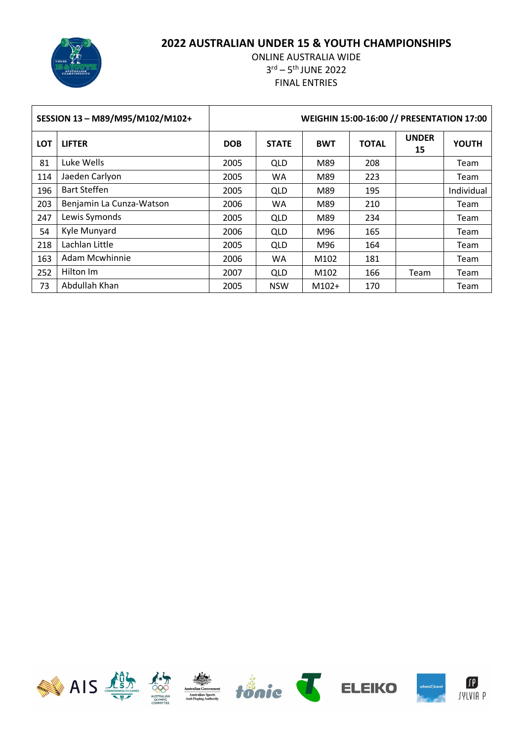# 2022 AUSTRALIAN UNDER 15 & YOUTH CHAMPIONSHIPS

ONLINE AUSTRALIA WIDE

3rd – 5th JUNE 2022

FINAL ENTRIES

| SESSION 13 – M89/M95/M102/M102+ | | WEIGHIN 15:00-16:00 // PRESENTATION 17:00 | | | | | |
|---|---|---|---|---|---|---|---|
| **LOT** | **LIFTER** | **DOB** | **STATE** | **BWT** | **TOTAL** | **UNDER 15** | **YOUTH** |
| 81 | Luke Wells | 2005 | QLD | M89 | 208 | | Team |
| 114 | Jaeden Carlyon | 2005 | WA | M89 | 223 | | Team |
| 196 | Bart Steffen | 2005 | QLD | M89 | 195 | | Individual |
| 203 | Benjamin La Cunza-Watson | 2006 | WA | M89 | 210 | | Team |
| 247 | Lewis Symonds | 2005 | QLD | M89 | 234 | | Team |
| 54 | Kyle Munyard | 2006 | QLD | M96 | 165 | | Team |
| 218 | Lachlan Little | 2005 | QLD | M96 | 164 | | Team |
| 163 | Adam Mcwhinnie | 2006 | WA | M102 | 181 | | Team |
| 252 | Hilton Im | 2007 | QLD | M102 | 166 | Team | Team |
| 73 | Abdullah Khan | 2005 | NSW | M102+ | 170 | | Team |